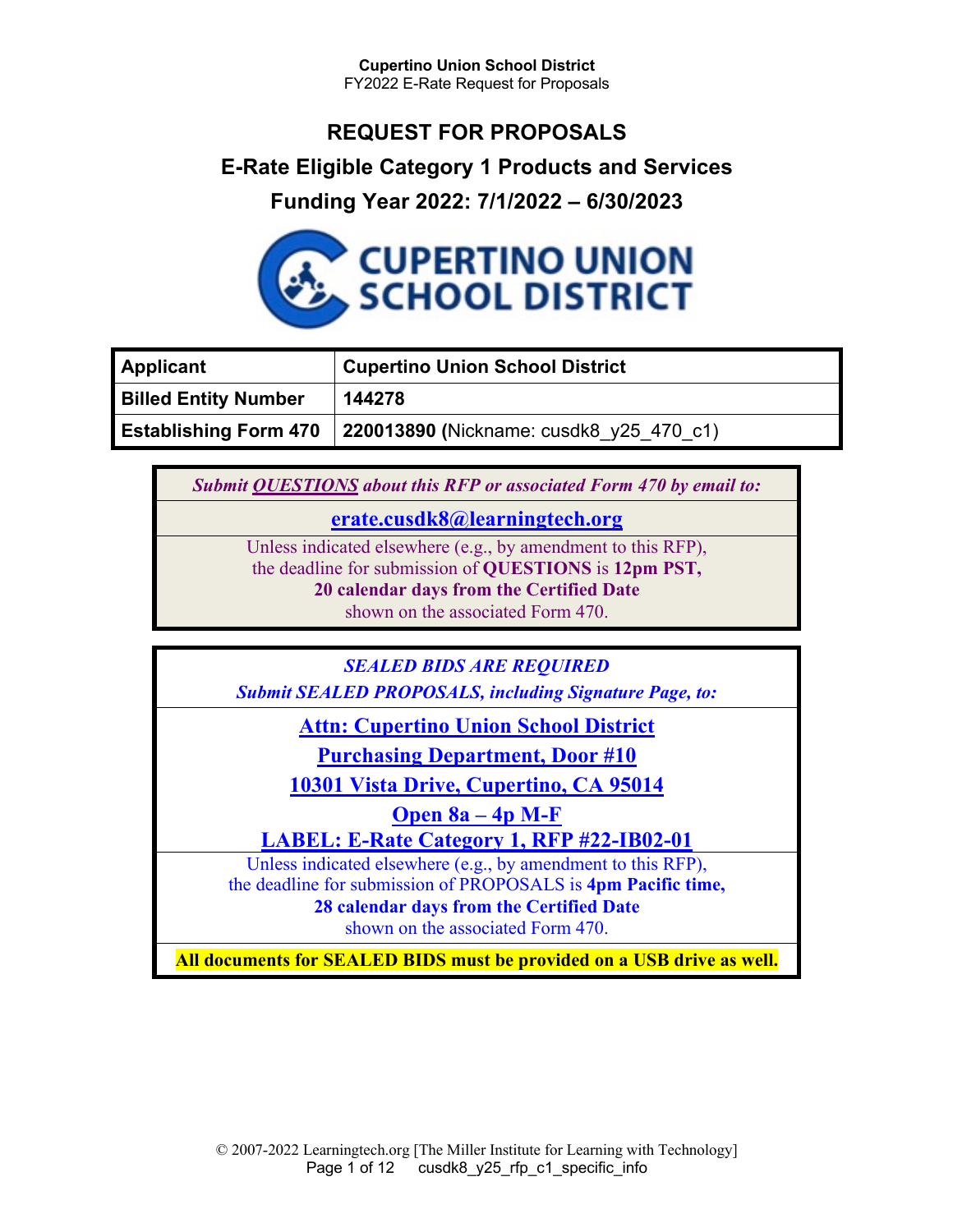# REQUEST FOR PROPOSALS

## E-Rate Eligible Category 1 Products and Services

## Funding Year 2022: 7/1/2022 – 6/30/2023

| Applicant | Cupertino Union School District |
|---|---|
| Billed Entity Number | 144278 |
| Establishing Form 470 | 220013890 (Nickname: cusdk8_y25_470_c1) |

| *Submit QUESTIONS about this RFP or associated Form 470 by email to:* |
|---|
| erate.cusdk8@learningtech.org |
| Unless indicated elsewhere (e.g., by amendment to this RFP), the deadline for submission of **QUESTIONS** is **12pm PST, 20 calendar days from the Certified Date** shown on the associated Form 470. |

| ***SEALED BIDS ARE REQUIRED*** *Submit SEALED PROPOSALS, including Signature Page, to:* |
|---|
| **Attn: Cupertino Union School District** **Purchasing Department, Door #10** **10301 Vista Drive, Cupertino, CA 95014** **Open 8a – 4p M-F** **LABEL: E-Rate Category 1, RFP #22-IB02-01** |
| Unless indicated elsewhere (e.g., by amendment to this RFP), the deadline for submission of PROPOSALS is **4pm Pacific time, 28 calendar days from the Certified Date** shown on the associated Form 470. |
| **All documents for SEALED BIDS must be provided on a USB drive as well.** |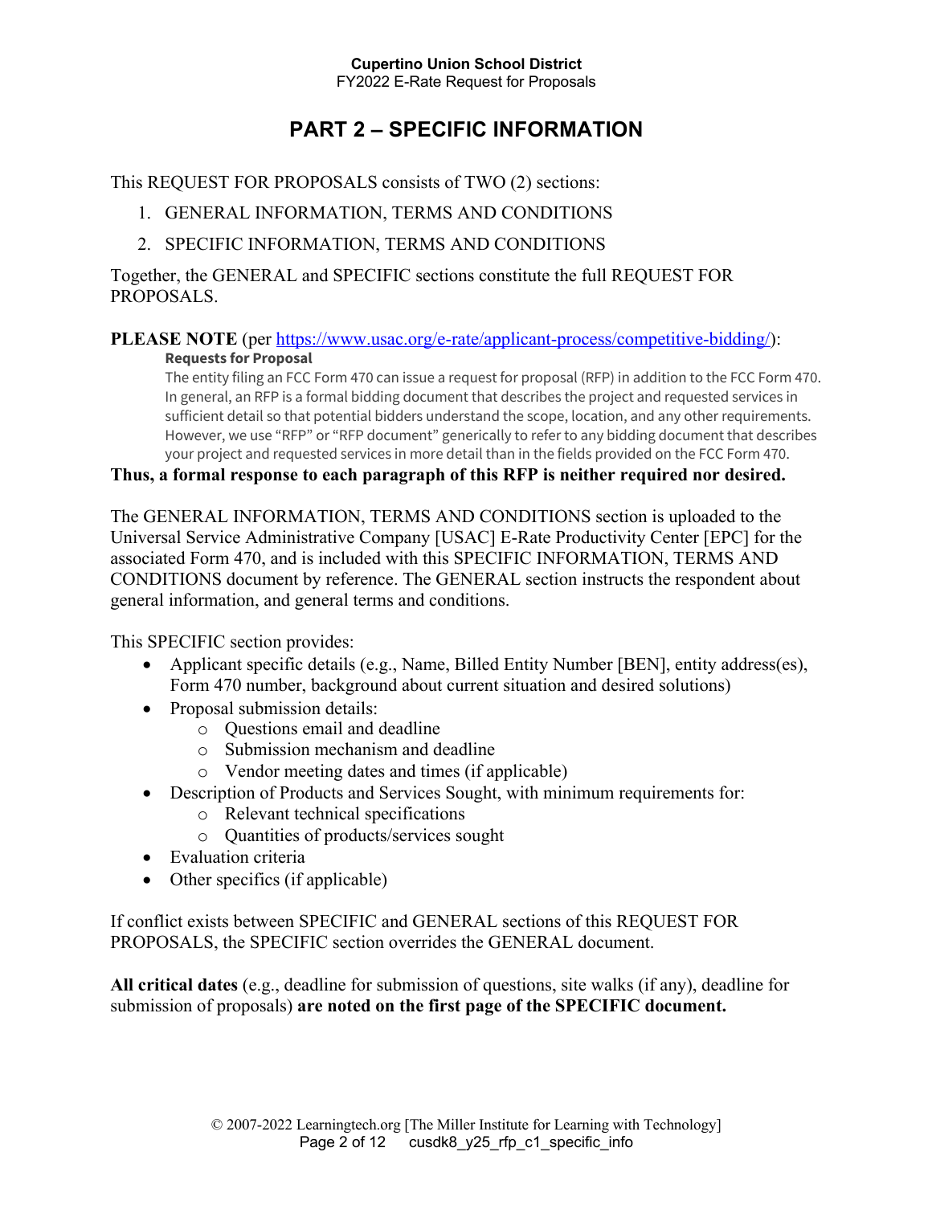# PART 2 – SPECIFIC INFORMATION

This REQUEST FOR PROPOSALS consists of TWO (2) sections:

1. GENERAL INFORMATION, TERMS AND CONDITIONS
2. SPECIFIC INFORMATION, TERMS AND CONDITIONS

Together, the GENERAL and SPECIFIC sections constitute the full REQUEST FOR PROPOSALS.

**PLEASE NOTE** (per https://www.usac.org/e-rate/applicant-process/competitive-bidding/):

> **Requests for Proposal**
>
> The entity filing an FCC Form 470 can issue a request for proposal (RFP) in addition to the FCC Form 470. In general, an RFP is a formal bidding document that describes the project and requested services in sufficient detail so that potential bidders understand the scope, location, and any other requirements. However, we use "RFP" or "RFP document" generically to refer to any bidding document that describes your project and requested services in more detail than in the fields provided on the FCC Form 470.

**Thus, a formal response to each paragraph of this RFP is neither required nor desired.**

The GENERAL INFORMATION, TERMS AND CONDITIONS section is uploaded to the Universal Service Administrative Company [USAC] E-Rate Productivity Center [EPC] for the associated Form 470, and is included with this SPECIFIC INFORMATION, TERMS AND CONDITIONS document by reference. The GENERAL section instructs the respondent about general information, and general terms and conditions.

This SPECIFIC section provides:

- Applicant specific details (e.g., Name, Billed Entity Number [BEN], entity address(es), Form 470 number, background about current situation and desired solutions)
- Proposal submission details:
  - Questions email and deadline
  - Submission mechanism and deadline
  - Vendor meeting dates and times (if applicable)
- Description of Products and Services Sought, with minimum requirements for:
  - Relevant technical specifications
  - Quantities of products/services sought
- Evaluation criteria
- Other specifics (if applicable)

If conflict exists between SPECIFIC and GENERAL sections of this REQUEST FOR PROPOSALS, the SPECIFIC section overrides the GENERAL document.

**All critical dates** (e.g., deadline for submission of questions, site walks (if any), deadline for submission of proposals) **are noted on the first page of the SPECIFIC document.**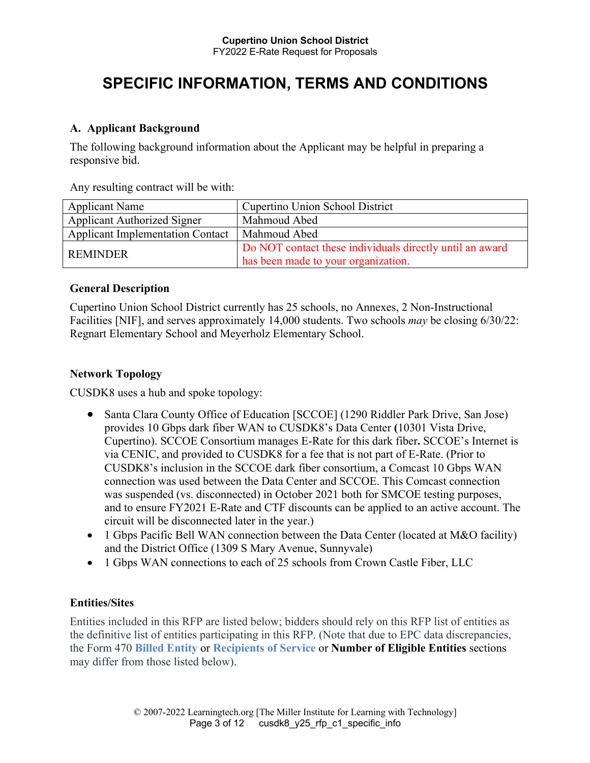# SPECIFIC INFORMATION, TERMS AND CONDITIONS

## A. Applicant Background

The following background information about the Applicant may be helpful in preparing a responsive bid.

Any resulting contract will be with:

| Applicant Name | Cupertino Union School District |
|---|---|
| Applicant Authorized Signer | Mahmoud Abed |
| Applicant Implementation Contact | Mahmoud Abed |
| REMINDER | Do NOT contact these individuals directly until an award has been made to your organization. |

### General Description

Cupertino Union School District currently has 25 schools, no Annexes, 2 Non-Instructional Facilities [NIF], and serves approximately 14,000 students. Two schools *may* be closing 6/30/22: Regnart Elementary School and Meyerholz Elementary School.

### Network Topology

CUSDK8 uses a hub and spoke topology:

- Santa Clara County Office of Education [SCCOE] (1290 Riddler Park Drive, San Jose) provides 10 Gbps dark fiber WAN to CUSDK8's Data Center (10301 Vista Drive, Cupertino). SCCOE Consortium manages E-Rate for this dark fiber. SCCOE's Internet is via CENIC, and provided to CUSDK8 for a fee that is not part of E-Rate. (Prior to CUSDK8's inclusion in the SCCOE dark fiber consortium, a Comcast 10 Gbps WAN connection was used between the Data Center and SCCOE. This Comcast connection was suspended (vs. disconnected) in October 2021 both for SMCOE testing purposes, and to ensure FY2021 E-Rate and CTF discounts can be applied to an active account. The circuit will be disconnected later in the year.)
- 1 Gbps Pacific Bell WAN connection between the Data Center (located at M&O facility) and the District Office (1309 S Mary Avenue, Sunnyvale)
- 1 Gbps WAN connections to each of 25 schools from Crown Castle Fiber, LLC

### Entities/Sites

Entities included in this RFP are listed below; bidders should rely on this RFP list of entities as the definitive list of entities participating in this RFP. (Note that due to EPC data discrepancies, the Form 470 **Billed Entity** or **Recipients of Service** or **Number of Eligible Entities** sections may differ from those listed below).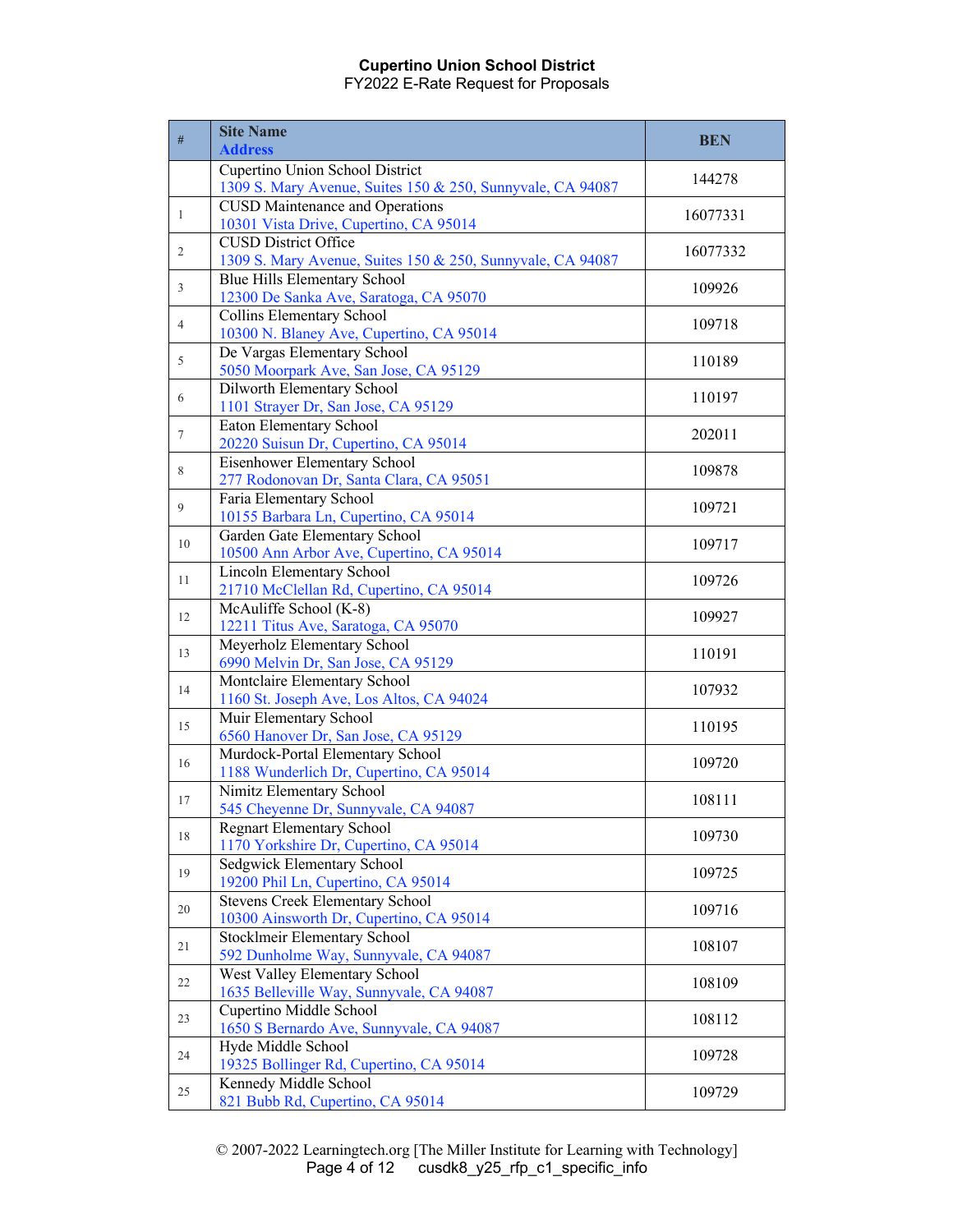| # | Site Name<br>Address | BEN |
|---|---|---|
| | Cupertino Union School District<br>1309 S. Mary Avenue, Suites 150 & 250, Sunnyvale, CA 94087 | 144278 |
| 1 | CUSD Maintenance and Operations<br>10301 Vista Drive, Cupertino, CA 95014 | 16077331 |
| 2 | CUSD District Office<br>1309 S. Mary Avenue, Suites 150 & 250, Sunnyvale, CA 94087 | 16077332 |
| 3 | Blue Hills Elementary School<br>12300 De Sanka Ave, Saratoga, CA 95070 | 109926 |
| 4 | Collins Elementary School<br>10300 N. Blaney Ave, Cupertino, CA 95014 | 109718 |
| 5 | De Vargas Elementary School<br>5050 Moorpark Ave, San Jose, CA 95129 | 110189 |
| 6 | Dilworth Elementary School<br>1101 Strayer Dr, San Jose, CA 95129 | 110197 |
| 7 | Eaton Elementary School<br>20220 Suisun Dr, Cupertino, CA 95014 | 202011 |
| 8 | Eisenhower Elementary School<br>277 Rodonovan Dr, Santa Clara, CA 95051 | 109878 |
| 9 | Faria Elementary School<br>10155 Barbara Ln, Cupertino, CA 95014 | 109721 |
| 10 | Garden Gate Elementary School<br>10500 Ann Arbor Ave, Cupertino, CA 95014 | 109717 |
| 11 | Lincoln Elementary School<br>21710 McClellan Rd, Cupertino, CA 95014 | 109726 |
| 12 | McAuliffe School (K-8)<br>12211 Titus Ave, Saratoga, CA 95070 | 109927 |
| 13 | Meyerholz Elementary School<br>6990 Melvin Dr, San Jose, CA 95129 | 110191 |
| 14 | Montclaire Elementary School<br>1160 St. Joseph Ave, Los Altos, CA 94024 | 107932 |
| 15 | Muir Elementary School<br>6560 Hanover Dr, San Jose, CA 95129 | 110195 |
| 16 | Murdock-Portal Elementary School<br>1188 Wunderlich Dr, Cupertino, CA 95014 | 109720 |
| 17 | Nimitz Elementary School<br>545 Cheyenne Dr, Sunnyvale, CA 94087 | 108111 |
| 18 | Regnart Elementary School<br>1170 Yorkshire Dr, Cupertino, CA 95014 | 109730 |
| 19 | Sedgwick Elementary School<br>19200 Phil Ln, Cupertino, CA 95014 | 109725 |
| 20 | Stevens Creek Elementary School<br>10300 Ainsworth Dr, Cupertino, CA 95014 | 109716 |
| 21 | Stocklmeir Elementary School<br>592 Dunholme Way, Sunnyvale, CA 94087 | 108107 |
| 22 | West Valley Elementary School<br>1635 Belleville Way, Sunnyvale, CA 94087 | 108109 |
| 23 | Cupertino Middle School<br>1650 S Bernardo Ave, Sunnyvale, CA 94087 | 108112 |
| 24 | Hyde Middle School<br>19325 Bollinger Rd, Cupertino, CA 95014 | 109728 |
| 25 | Kennedy Middle School<br>821 Bubb Rd, Cupertino, CA 95014 | 109729 |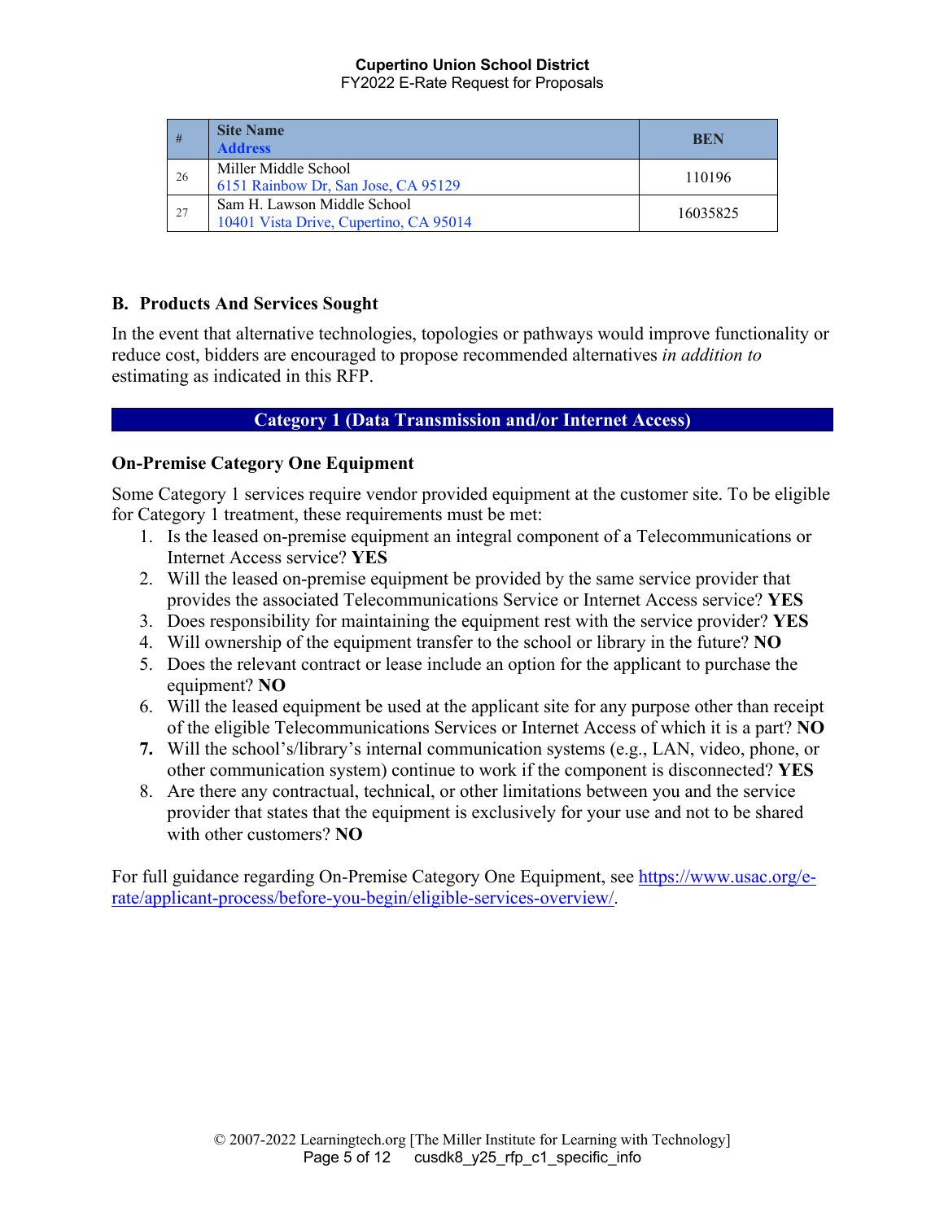| # | Site Name<br>Address | BEN |
|---|---|---|
| 26 | Miller Middle School<br>6151 Rainbow Dr, San Jose, CA 95129 | 110196 |
| 27 | Sam H. Lawson Middle School<br>10401 Vista Drive, Cupertino, CA 95014 | 16035825 |

## B. Products And Services Sought

In the event that alternative technologies, topologies or pathways would improve functionality or reduce cost, bidders are encouraged to propose recommended alternatives *in addition to* estimating as indicated in this RFP.

### Category 1 (Data Transmission and/or Internet Access)

### On-Premise Category One Equipment

Some Category 1 services require vendor provided equipment at the customer site. To be eligible for Category 1 treatment, these requirements must be met:

1. Is the leased on-premise equipment an integral component of a Telecommunications or Internet Access service? **YES**
2. Will the leased on-premise equipment be provided by the same service provider that provides the associated Telecommunications Service or Internet Access service? **YES**
3. Does responsibility for maintaining the equipment rest with the service provider? **YES**
4. Will ownership of the equipment transfer to the school or library in the future? **NO**
5. Does the relevant contract or lease include an option for the applicant to purchase the equipment? **NO**
6. Will the leased equipment be used at the applicant site for any purpose other than receipt of the eligible Telecommunications Services or Internet Access of which it is a part? **NO**
7. Will the school's/library's internal communication systems (e.g., LAN, video, phone, or other communication system) continue to work if the component is disconnected? **YES**
8. Are there any contractual, technical, or other limitations between you and the service provider that states that the equipment is exclusively for your use and not to be shared with other customers? **NO**

For full guidance regarding On-Premise Category One Equipment, see https://www.usac.org/e-rate/applicant-process/before-you-begin/eligible-services-overview/.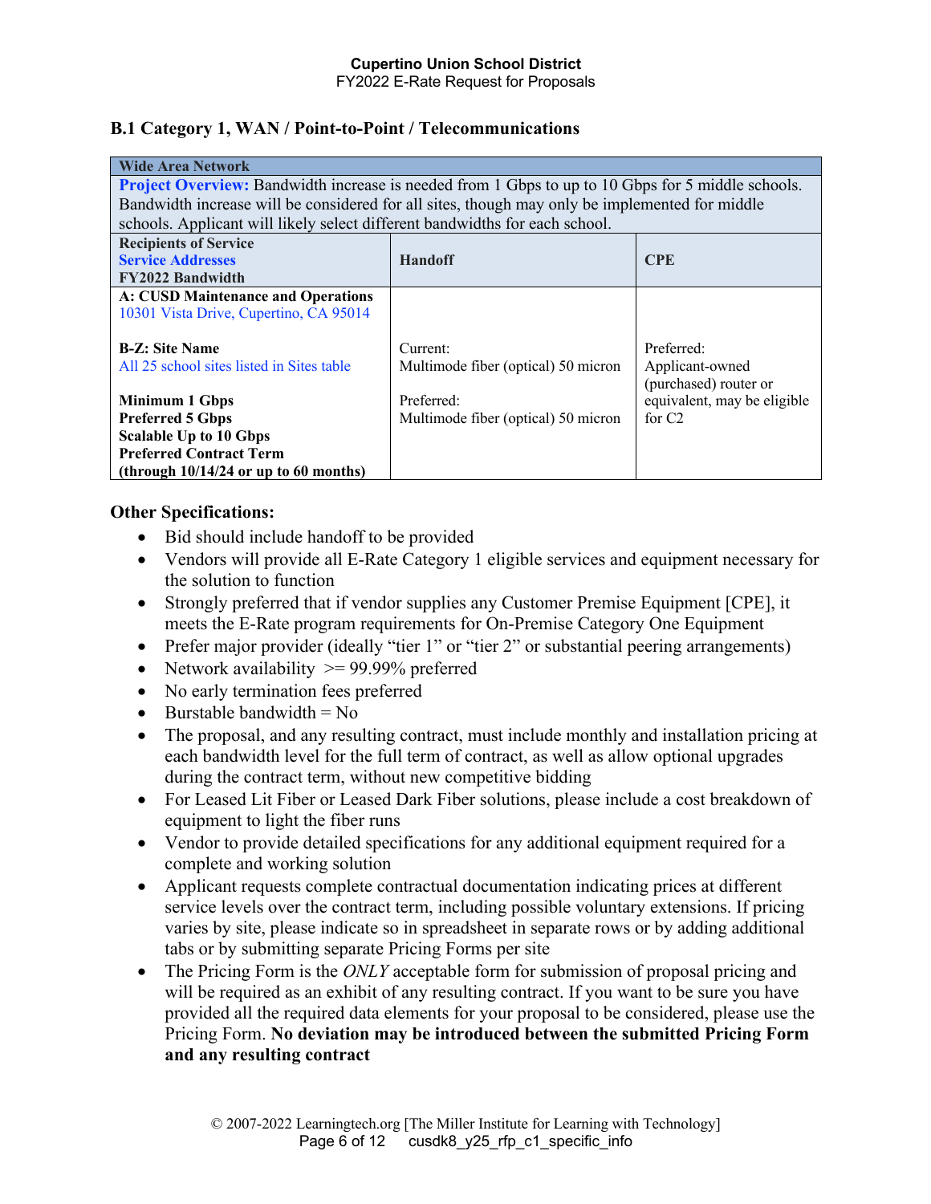## B.1 Category 1, WAN / Point-to-Point / Telecommunications

| Wide Area Network | | |
|---|---|---|
| **Project Overview:** Bandwidth increase is needed from 1 Gbps to up to 10 Gbps for 5 middle schools. Bandwidth increase will be considered for all sites, though may only be implemented for middle schools. Applicant will likely select different bandwidths for each school. | | |
| **Recipients of Service**<br>**Service Addresses**<br>**FY2022 Bandwidth** | **Handoff** | **CPE** |
| **A: CUSD Maintenance and Operations**<br>10301 Vista Drive, Cupertino, CA 95014<br><br>**B-Z: Site Name**<br>All 25 school sites listed in Sites table<br><br>**Minimum 1 Gbps**<br>**Preferred 5 Gbps**<br>**Scalable Up to 10 Gbps**<br>**Preferred Contract Term**<br>**(through 10/14/24 or up to 60 months)** | Current:<br>Multimode fiber (optical) 50 micron<br><br>Preferred:<br>Multimode fiber (optical) 50 micron | Preferred:<br>Applicant-owned (purchased) router or equivalent, may be eligible for C2 |

**Other Specifications:**

- Bid should include handoff to be provided
- Vendors will provide all E-Rate Category 1 eligible services and equipment necessary for the solution to function
- Strongly preferred that if vendor supplies any Customer Premise Equipment [CPE], it meets the E-Rate program requirements for On-Premise Category One Equipment
- Prefer major provider (ideally "tier 1" or "tier 2" or substantial peering arrangements)
- Network availability >= 99.99% preferred
- No early termination fees preferred
- Burstable bandwidth = No
- The proposal, and any resulting contract, must include monthly and installation pricing at each bandwidth level for the full term of contract, as well as allow optional upgrades during the contract term, without new competitive bidding
- For Leased Lit Fiber or Leased Dark Fiber solutions, please include a cost breakdown of equipment to light the fiber runs
- Vendor to provide detailed specifications for any additional equipment required for a complete and working solution
- Applicant requests complete contractual documentation indicating prices at different service levels over the contract term, including possible voluntary extensions. If pricing varies by site, please indicate so in spreadsheet in separate rows or by adding additional tabs or by submitting separate Pricing Forms per site
- The Pricing Form is the *ONLY* acceptable form for submission of proposal pricing and will be required as an exhibit of any resulting contract. If you want to be sure you have provided all the required data elements for your proposal to be considered, please use the Pricing Form. **No deviation may be introduced between the submitted Pricing Form and any resulting contract**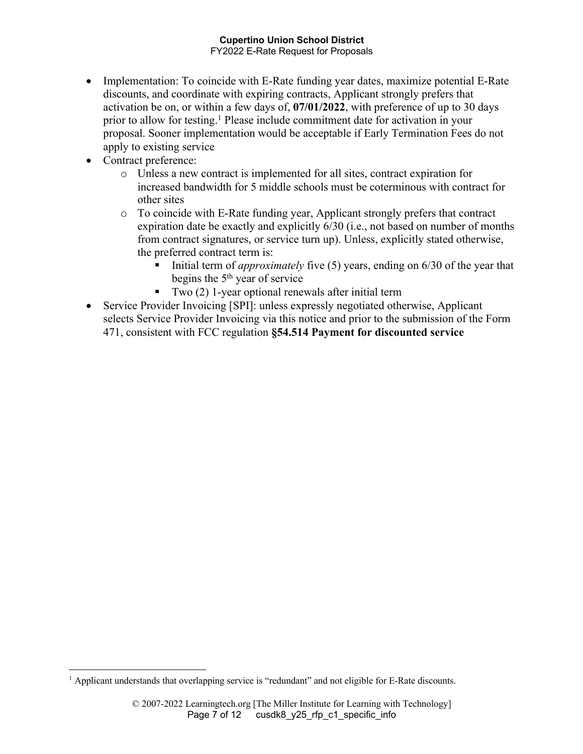- Implementation: To coincide with E-Rate funding year dates, maximize potential E-Rate discounts, and coordinate with expiring contracts, Applicant strongly prefers that activation be on, or within a few days of, **07/01/2022**, with preference of up to 30 days prior to allow for testing.[1] Please include commitment date for activation in your proposal. Sooner implementation would be acceptable if Early Termination Fees do not apply to existing service
- Contract preference:
    - Unless a new contract is implemented for all sites, contract expiration for increased bandwidth for 5 middle schools must be coterminous with contract for other sites
    - To coincide with E-Rate funding year, Applicant strongly prefers that contract expiration date be exactly and explicitly 6/30 (i.e., not based on number of months from contract signatures, or service turn up). Unless, explicitly stated otherwise, the preferred contract term is:
        - Initial term of *approximately* five (5) years, ending on 6/30 of the year that begins the 5th year of service
        - Two (2) 1-year optional renewals after initial term
- Service Provider Invoicing [SPI]: unless expressly negotiated otherwise, Applicant selects Service Provider Invoicing via this notice and prior to the submission of the Form 471, consistent with FCC regulation **§54.514 Payment for discounted service**

[1] Applicant understands that overlapping service is "redundant" and not eligible for E-Rate discounts.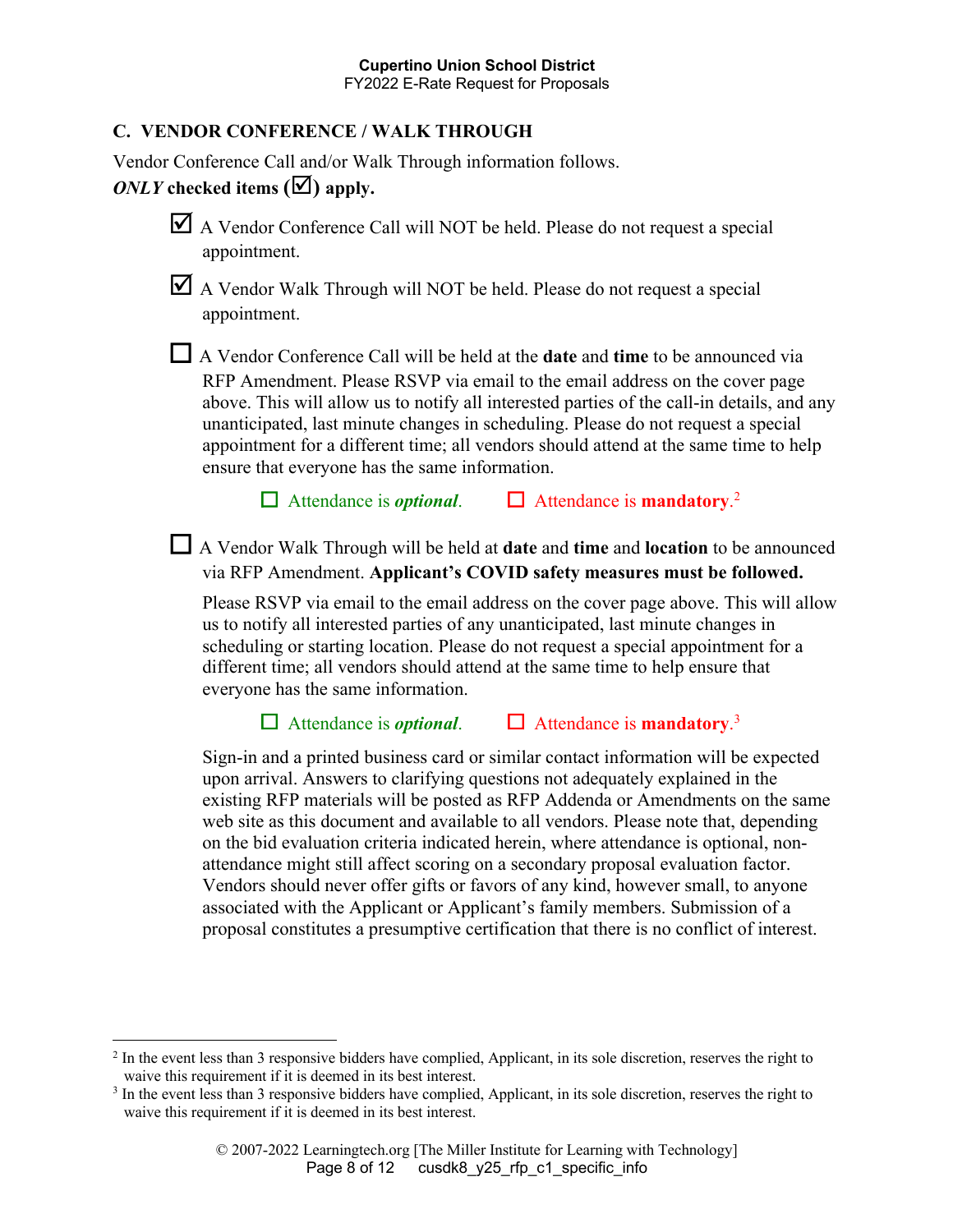## C. VENDOR CONFERENCE / WALK THROUGH

Vendor Conference Call and/or Walk Through information follows.
***ONLY* checked items (☑) apply.**

☑ A Vendor Conference Call will NOT be held. Please do not request a special appointment.

☑ A Vendor Walk Through will NOT be held. Please do not request a special appointment.

☐ A Vendor Conference Call will be held at the **date** and **time** to be announced via RFP Amendment. Please RSVP via email to the email address on the cover page above. This will allow us to notify all interested parties of the call-in details, and any unanticipated, last minute changes in scheduling. Please do not request a special appointment for a different time; all vendors should attend at the same time to help ensure that everyone has the same information.

☐ Attendance is ***optional***. ☐ Attendance is **mandatory**.[2]

☐ A Vendor Walk Through will be held at **date** and **time** and **location** to be announced via RFP Amendment. **Applicant's COVID safety measures must be followed.**

Please RSVP via email to the email address on the cover page above. This will allow us to notify all interested parties of any unanticipated, last minute changes in scheduling or starting location. Please do not request a special appointment for a different time; all vendors should attend at the same time to help ensure that everyone has the same information.

☐ Attendance is ***optional***. ☐ Attendance is **mandatory**.[3]

Sign-in and a printed business card or similar contact information will be expected upon arrival. Answers to clarifying questions not adequately explained in the existing RFP materials will be posted as RFP Addenda or Amendments on the same web site as this document and available to all vendors. Please note that, depending on the bid evaluation criteria indicated herein, where attendance is optional, non-attendance might still affect scoring on a secondary proposal evaluation factor. Vendors should never offer gifts or favors of any kind, however small, to anyone associated with the Applicant or Applicant's family members. Submission of a proposal constitutes a presumptive certification that there is no conflict of interest.

---

[2] In the event less than 3 responsive bidders have complied, Applicant, in its sole discretion, reserves the right to waive this requirement if it is deemed in its best interest.

[3] In the event less than 3 responsive bidders have complied, Applicant, in its sole discretion, reserves the right to waive this requirement if it is deemed in its best interest.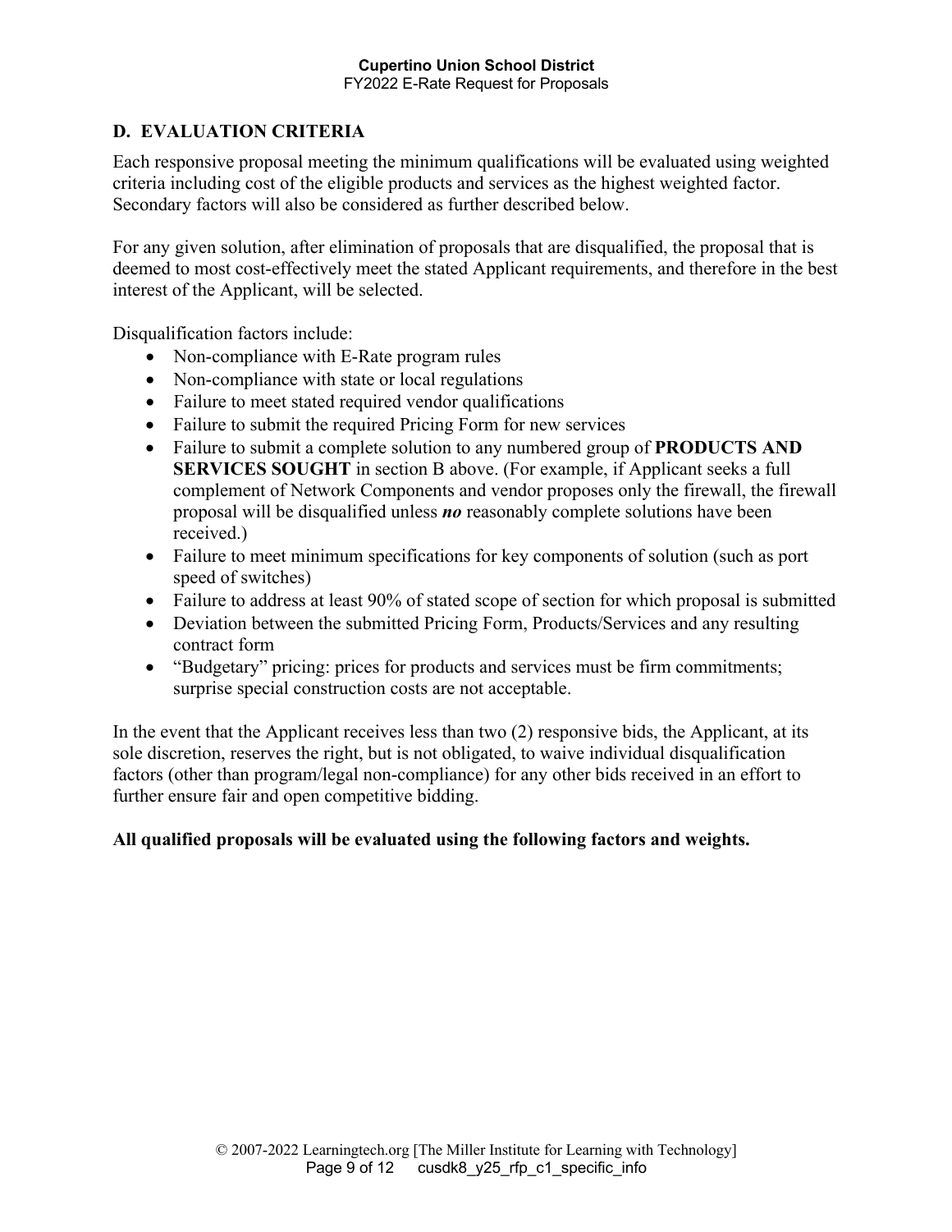## D. EVALUATION CRITERIA

Each responsive proposal meeting the minimum qualifications will be evaluated using weighted criteria including cost of the eligible products and services as the highest weighted factor. Secondary factors will also be considered as further described below.

For any given solution, after elimination of proposals that are disqualified, the proposal that is deemed to most cost-effectively meet the stated Applicant requirements, and therefore in the best interest of the Applicant, will be selected.

Disqualification factors include:

- Non-compliance with E-Rate program rules
- Non-compliance with state or local regulations
- Failure to meet stated required vendor qualifications
- Failure to submit the required Pricing Form for new services
- Failure to submit a complete solution to any numbered group of **PRODUCTS AND SERVICES SOUGHT** in section B above. (For example, if Applicant seeks a full complement of Network Components and vendor proposes only the firewall, the firewall proposal will be disqualified unless ***no*** reasonably complete solutions have been received.)
- Failure to meet minimum specifications for key components of solution (such as port speed of switches)
- Failure to address at least 90% of stated scope of section for which proposal is submitted
- Deviation between the submitted Pricing Form, Products/Services and any resulting contract form
- "Budgetary" pricing: prices for products and services must be firm commitments; surprise special construction costs are not acceptable.

In the event that the Applicant receives less than two (2) responsive bids, the Applicant, at its sole discretion, reserves the right, but is not obligated, to waive individual disqualification factors (other than program/legal non-compliance) for any other bids received in an effort to further ensure fair and open competitive bidding.

**All qualified proposals will be evaluated using the following factors and weights.**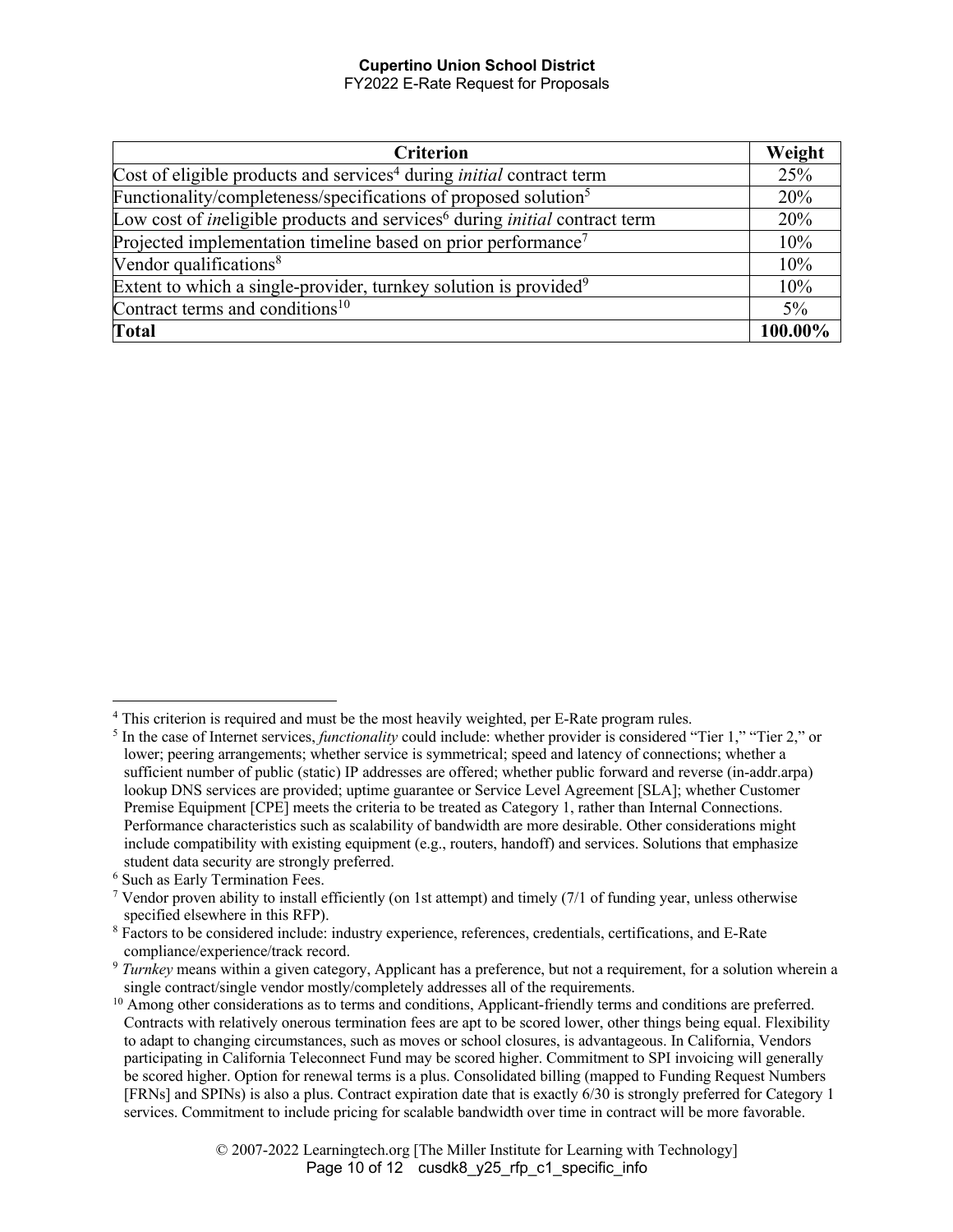| Criterion | Weight |
|---|---|
| Cost of eligible products and services[4] during *initial* contract term | 25% |
| Functionality/completeness/specifications of proposed solution[5] | 20% |
| Low cost of *in*eligible products and services[6] during *initial* contract term | 20% |
| Projected implementation timeline based on prior performance[7] | 10% |
| Vendor qualifications[8] | 10% |
| Extent to which a single-provider, turnkey solution is provided[9] | 10% |
| Contract terms and conditions[10] | 5% |
| **Total** | **100.00%** |

[4] This criterion is required and must be the most heavily weighted, per E-Rate program rules.

[5] In the case of Internet services, *functionality* could include: whether provider is considered "Tier 1," "Tier 2," or lower; peering arrangements; whether service is symmetrical; speed and latency of connections; whether a sufficient number of public (static) IP addresses are offered; whether public forward and reverse (in-addr.arpa) lookup DNS services are provided; uptime guarantee or Service Level Agreement [SLA]; whether Customer Premise Equipment [CPE] meets the criteria to be treated as Category 1, rather than Internal Connections. Performance characteristics such as scalability of bandwidth are more desirable. Other considerations might include compatibility with existing equipment (e.g., routers, handoff) and services. Solutions that emphasize student data security are strongly preferred.

[6] Such as Early Termination Fees.

[7] Vendor proven ability to install efficiently (on 1st attempt) and timely (7/1 of funding year, unless otherwise specified elsewhere in this RFP).

[8] Factors to be considered include: industry experience, references, credentials, certifications, and E-Rate compliance/experience/track record.

[9] *Turnkey* means within a given category, Applicant has a preference, but not a requirement, for a solution wherein a single contract/single vendor mostly/completely addresses all of the requirements.

[10] Among other considerations as to terms and conditions, Applicant-friendly terms and conditions are preferred. Contracts with relatively onerous termination fees are apt to be scored lower, other things being equal. Flexibility to adapt to changing circumstances, such as moves or school closures, is advantageous. In California, Vendors participating in California Teleconnect Fund may be scored higher. Commitment to SPI invoicing will generally be scored higher. Option for renewal terms is a plus. Consolidated billing (mapped to Funding Request Numbers [FRNs] and SPINs) is also a plus. Contract expiration date that is exactly 6/30 is strongly preferred for Category 1 services. Commitment to include pricing for scalable bandwidth over time in contract will be more favorable.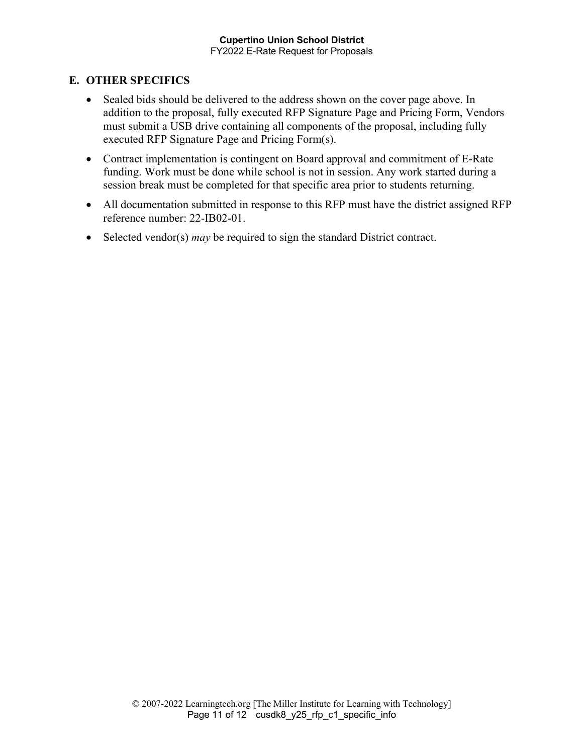## E. OTHER SPECIFICS

- Sealed bids should be delivered to the address shown on the cover page above. In addition to the proposal, fully executed RFP Signature Page and Pricing Form, Vendors must submit a USB drive containing all components of the proposal, including fully executed RFP Signature Page and Pricing Form(s).
- Contract implementation is contingent on Board approval and commitment of E-Rate funding. Work must be done while school is not in session. Any work started during a session break must be completed for that specific area prior to students returning.
- All documentation submitted in response to this RFP must have the district assigned RFP reference number: 22-IB02-01.
- Selected vendor(s) *may* be required to sign the standard District contract.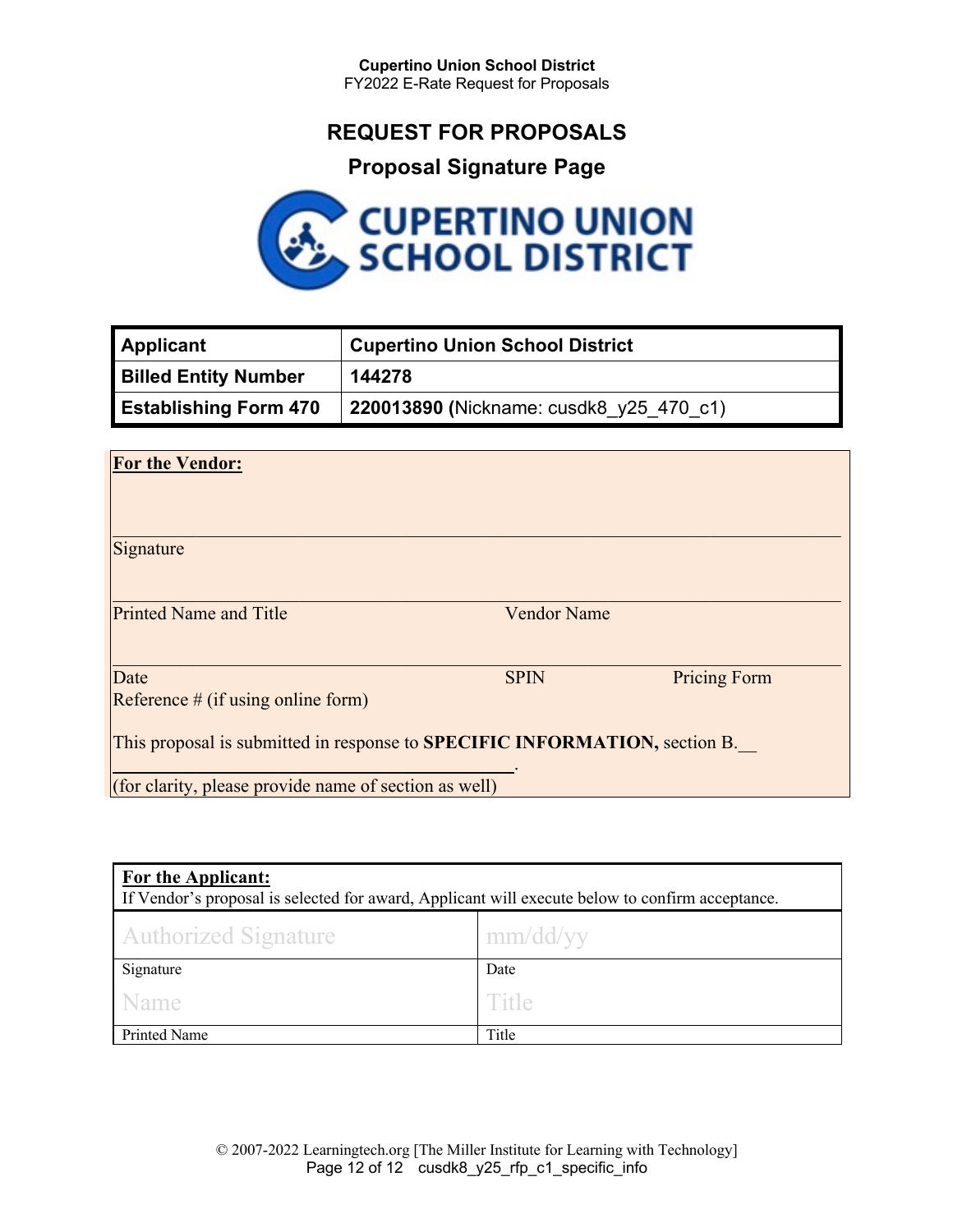## REQUEST FOR PROPOSALS

## Proposal Signature Page

| | |
|---|---|
| **Applicant** | **Cupertino Union School District** |
| **Billed Entity Number** | **144278** |
| **Establishing Form 470** | **220013890 (**Nickname: cusdk8_y25_470_c1) |

**For the Vendor:**

Signature

Printed Name and Title — Vendor Name

Date — SPIN — Pricing Form Reference # (if using online form)

This proposal is submitted in response to **SPECIFIC INFORMATION,** section B.__ ______________________.
(for clarity, please provide name of section as well)

**For the Applicant:**
If Vendor's proposal is selected for award, Applicant will execute below to confirm acceptance.

| | |
|---|---|
| Authorized Signature | mm/dd/yy |
| Signature | Date |
| Name | Title |
| Printed Name | Title |

© 2007-2022 Learningtech.org [The Miller Institute for Learning with Technology]